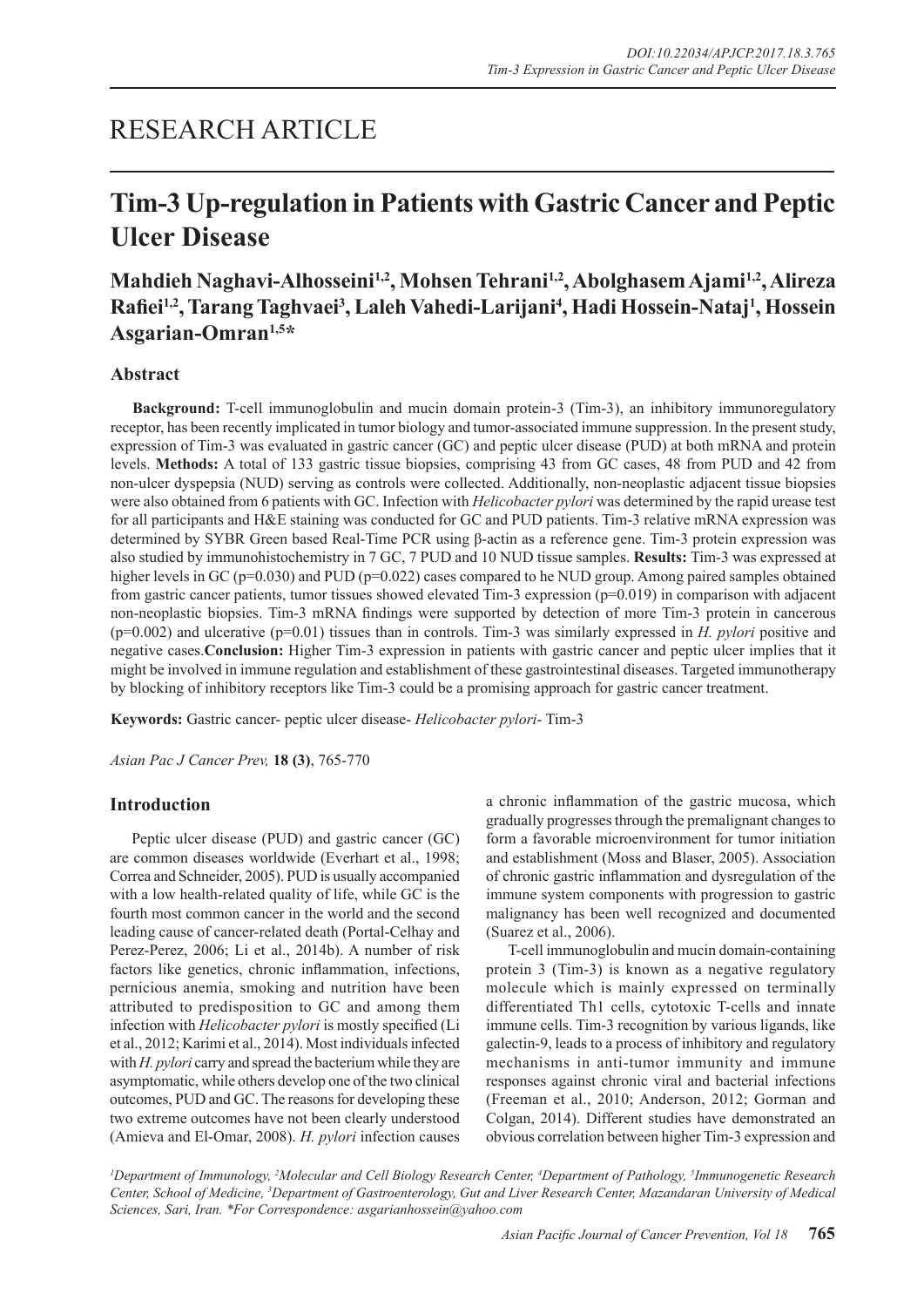# RESEARCH ARTICLE

# Tim-3 Up-regulation in Patients with Gastric Cancer and Peptic Ulcer Disease

**Mahdieh Naghavi-Alhosseini[1,2], Mohsen Tehrani[1,2], Abolghasem Ajami[1,2], Alireza Rafiei[1,2], Tarang Taghvaei[3], Laleh Vahedi-Larijani[4], Hadi Hossein-Nataj[1], Hossein Asgarian-Omran[1,5]***

## Abstract

**Background:** T-cell immunoglobulin and mucin domain protein-3 (Tim-3), an inhibitory immunoregulatory receptor, has been recently implicated in tumor biology and tumor-associated immune suppression. In the present study, expression of Tim-3 was evaluated in gastric cancer (GC) and peptic ulcer disease (PUD) at both mRNA and protein levels. **Methods:** A total of 133 gastric tissue biopsies, comprising 43 from GC cases, 48 from PUD and 42 from non-ulcer dyspepsia (NUD) serving as controls were collected. Additionally, non-neoplastic adjacent tissue biopsies were also obtained from 6 patients with GC. Infection with *Helicobacter pylori* was determined by the rapid urease test for all participants and H&E staining was conducted for GC and PUD patients. Tim-3 relative mRNA expression was determined by SYBR Green based Real-Time PCR using β-actin as a reference gene. Tim-3 protein expression was also studied by immunohistochemistry in 7 GC, 7 PUD and 10 NUD tissue samples. **Results:** Tim-3 was expressed at higher levels in GC (p=0.030) and PUD (p=0.022) cases compared to he NUD group. Among paired samples obtained from gastric cancer patients, tumor tissues showed elevated Tim-3 expression (p=0.019) in comparison with adjacent non-neoplastic biopsies. Tim-3 mRNA findings were supported by detection of more Tim-3 protein in cancerous (p=0.002) and ulcerative (p=0.01) tissues than in controls. Tim-3 was similarly expressed in *H. pylori* positive and negative cases.**Conclusion:** Higher Tim-3 expression in patients with gastric cancer and peptic ulcer implies that it might be involved in immune regulation and establishment of these gastrointestinal diseases. Targeted immunotherapy by blocking of inhibitory receptors like Tim-3 could be a promising approach for gastric cancer treatment.

**Keywords:** Gastric cancer- peptic ulcer disease- *Helicobacter pylori*- Tim-3

*Asian Pac J Cancer Prev,* **18 (3)**, 765-770

## Introduction

Peptic ulcer disease (PUD) and gastric cancer (GC) are common diseases worldwide (Everhart et al., 1998; Correa and Schneider, 2005). PUD is usually accompanied with a low health-related quality of life, while GC is the fourth most common cancer in the world and the second leading cause of cancer-related death (Portal-Celhay and Perez-Perez, 2006; Li et al., 2014b). A number of risk factors like genetics, chronic inflammation, infections, pernicious anemia, smoking and nutrition have been attributed to predisposition to GC and among them infection with *Helicobacter pylori* is mostly specified (Li et al., 2012; Karimi et al., 2014). Most individuals infected with *H. pylori* carry and spread the bacterium while they are asymptomatic, while others develop one of the two clinical outcomes, PUD and GC. The reasons for developing these two extreme outcomes have not been clearly understood (Amieva and El-Omar, 2008). *H. pylori* infection causes a chronic inflammation of the gastric mucosa, which gradually progresses through the premalignant changes to form a favorable microenvironment for tumor initiation and establishment (Moss and Blaser, 2005). Association of chronic gastric inflammation and dysregulation of the immune system components with progression to gastric malignancy has been well recognized and documented (Suarez et al., 2006).

T-cell immunoglobulin and mucin domain-containing protein 3 (Tim-3) is known as a negative regulatory molecule which is mainly expressed on terminally differentiated Th1 cells, cytotoxic T-cells and innate immune cells. Tim-3 recognition by various ligands, like galectin-9, leads to a process of inhibitory and regulatory mechanisms in anti-tumor immunity and immune responses against chronic viral and bacterial infections (Freeman et al., 2010; Anderson, 2012; Gorman and Colgan, 2014). Different studies have demonstrated an obvious correlation between higher Tim-3 expression and

[1]Department of Immunology, [2]Molecular and Cell Biology Research Center, [4]Department of Pathology, [5]Immunogenetic Research Center, School of Medicine, [3]Department of Gastroenterology, Gut and Liver Research Center, Mazandaran University of Medical Sciences, Sari, Iran. *For Correspondence: asgarianhossein@yahoo.com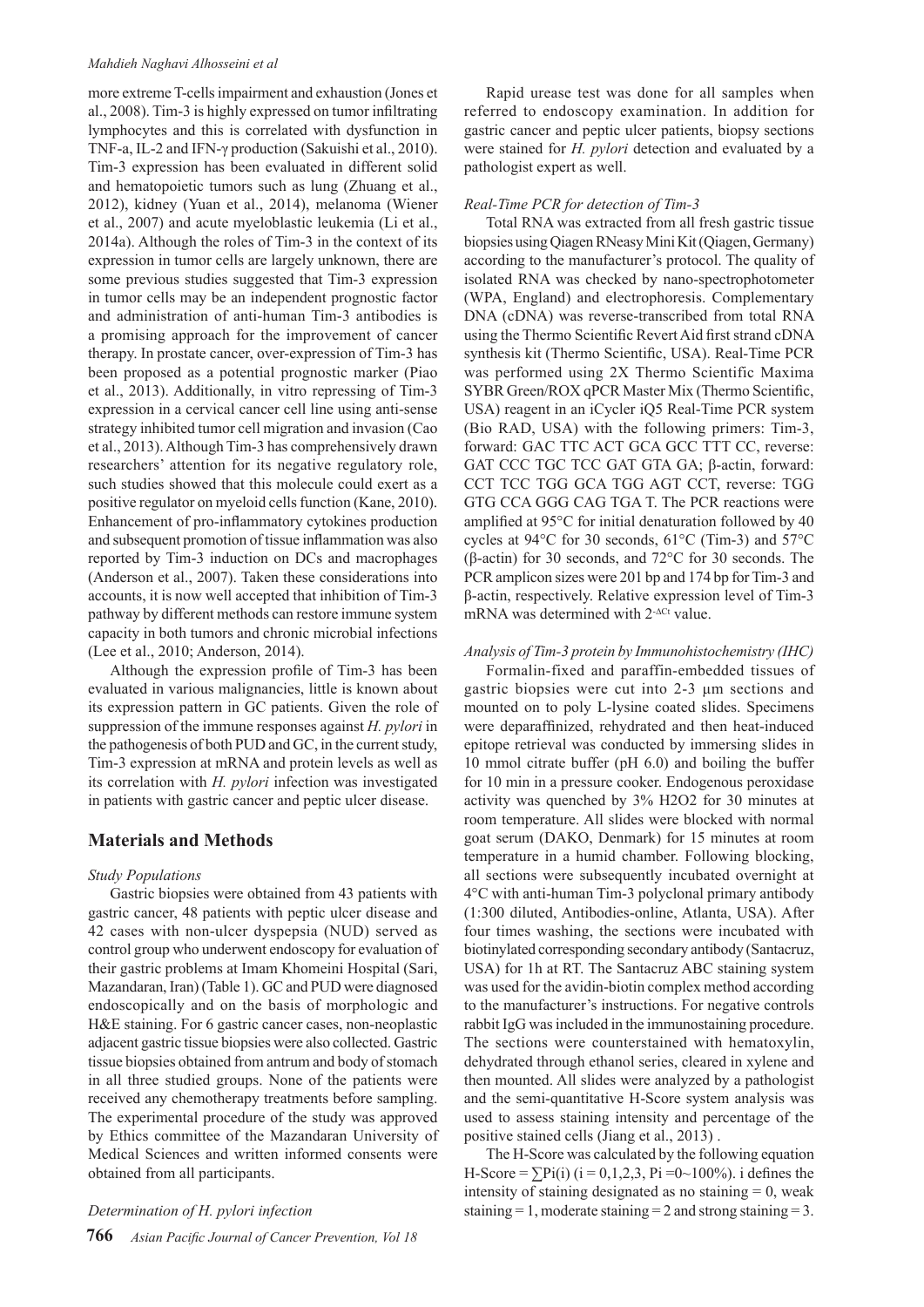more extreme T-cells impairment and exhaustion (Jones et al., 2008). Tim-3 is highly expressed on tumor infiltrating lymphocytes and this is correlated with dysfunction in TNF-a, IL-2 and IFN-γ production (Sakuishi et al., 2010). Tim-3 expression has been evaluated in different solid and hematopoietic tumors such as lung (Zhuang et al., 2012), kidney (Yuan et al., 2014), melanoma (Wiener et al., 2007) and acute myeloblastic leukemia (Li et al., 2014a). Although the roles of Tim-3 in the context of its expression in tumor cells are largely unknown, there are some previous studies suggested that Tim-3 expression in tumor cells may be an independent prognostic factor and administration of anti-human Tim-3 antibodies is a promising approach for the improvement of cancer therapy. In prostate cancer, over-expression of Tim-3 has been proposed as a potential prognostic marker (Piao et al., 2013). Additionally, in vitro repressing of Tim-3 expression in a cervical cancer cell line using anti-sense strategy inhibited tumor cell migration and invasion (Cao et al., 2013). Although Tim-3 has comprehensively drawn researchers' attention for its negative regulatory role, such studies showed that this molecule could exert as a positive regulator on myeloid cells function (Kane, 2010). Enhancement of pro-inflammatory cytokines production and subsequent promotion of tissue inflammation was also reported by Tim-3 induction on DCs and macrophages (Anderson et al., 2007). Taken these considerations into accounts, it is now well accepted that inhibition of Tim-3 pathway by different methods can restore immune system capacity in both tumors and chronic microbial infections (Lee et al., 2010; Anderson, 2014).

Although the expression profile of Tim-3 has been evaluated in various malignancies, little is known about its expression pattern in GC patients. Given the role of suppression of the immune responses against *H. pylori* in the pathogenesis of both PUD and GC, in the current study, Tim-3 expression at mRNA and protein levels as well as its correlation with *H. pylori* infection was investigated in patients with gastric cancer and peptic ulcer disease.

## Materials and Methods

*Study Populations*

Gastric biopsies were obtained from 43 patients with gastric cancer, 48 patients with peptic ulcer disease and 42 cases with non-ulcer dyspepsia (NUD) served as control group who underwent endoscopy for evaluation of their gastric problems at Imam Khomeini Hospital (Sari, Mazandaran, Iran) (Table 1). GC and PUD were diagnosed endoscopically and on the basis of morphologic and H&E staining. For 6 gastric cancer cases, non-neoplastic adjacent gastric tissue biopsies were also collected. Gastric tissue biopsies obtained from antrum and body of stomach in all three studied groups. None of the patients were received any chemotherapy treatments before sampling. The experimental procedure of the study was approved by Ethics committee of the Mazandaran University of Medical Sciences and written informed consents were obtained from all participants.

*Determination of H. pylori infection*

Rapid urease test was done for all samples when referred to endoscopy examination. In addition for gastric cancer and peptic ulcer patients, biopsy sections were stained for *H. pylori* detection and evaluated by a pathologist expert as well.

*Real-Time PCR for detection of Tim-3*

Total RNA was extracted from all fresh gastric tissue biopsies using Qiagen RNeasy Mini Kit (Qiagen, Germany) according to the manufacturer's protocol. The quality of isolated RNA was checked by nano-spectrophotometer (WPA, England) and electrophoresis. Complementary DNA (cDNA) was reverse-transcribed from total RNA using the Thermo Scientific Revert Aid first strand cDNA synthesis kit (Thermo Scientific, USA). Real-Time PCR was performed using 2X Thermo Scientific Maxima SYBR Green/ROX qPCR Master Mix (Thermo Scientific, USA) reagent in an iCycler iQ5 Real-Time PCR system (Bio RAD, USA) with the following primers: Tim-3, forward: GAC TTC ACT GCA GCC TTT CC, reverse: GAT CCC TGC TCC GAT GTA GA; β-actin, forward: CCT TCC TGG GCA TGG AGT CCT, reverse: TGG GTG CCA GGG CAG TGA T. The PCR reactions were amplified at 95°C for initial denaturation followed by 40 cycles at 94°C for 30 seconds, 61°C (Tim-3) and 57°C (β-actin) for 30 seconds, and 72°C for 30 seconds. The PCR amplicon sizes were 201 bp and 174 bp for Tim-3 and β-actin, respectively. Relative expression level of Tim-3 mRNA was determined with $2^{-\Delta Ct}$ value.

*Analysis of Tim-3 protein by Immunohistochemistry (IHC)*

Formalin-fixed and paraffin-embedded tissues of gastric biopsies were cut into 2-3 µm sections and mounted on to poly L-lysine coated slides. Specimens were deparaffinized, rehydrated and then heat-induced epitope retrieval was conducted by immersing slides in 10 mmol citrate buffer (pH 6.0) and boiling the buffer for 10 min in a pressure cooker. Endogenous peroxidase activity was quenched by 3% $H_2O_2$ for 30 minutes at room temperature. All slides were blocked with normal goat serum (DAKO, Denmark) for 15 minutes at room temperature in a humid chamber. Following blocking, all sections were subsequently incubated overnight at 4°C with anti-human Tim-3 polyclonal primary antibody (1:300 diluted, Antibodies-online, Atlanta, USA). After four times washing, the sections were incubated with biotinylated corresponding secondary antibody (Santacruz, USA) for 1h at RT. The Santacruz ABC staining system was used for the avidin-biotin complex method according to the manufacturer's instructions. For negative controls rabbit IgG was included in the immunostaining procedure. The sections were counterstained with hematoxylin, dehydrated through ethanol series, cleared in xylene and then mounted. All slides were analyzed by a pathologist and the semi-quantitative H-Score system analysis was used to assess staining intensity and percentage of the positive stained cells (Jiang et al., 2013) .

The H-Score was calculated by the following equation H-Score = $\sum Pi(i)$ (i = 0,1,2,3, Pi =0~100%). i defines the intensity of staining designated as no staining = 0, weak staining = 1, moderate staining = 2 and strong staining = 3.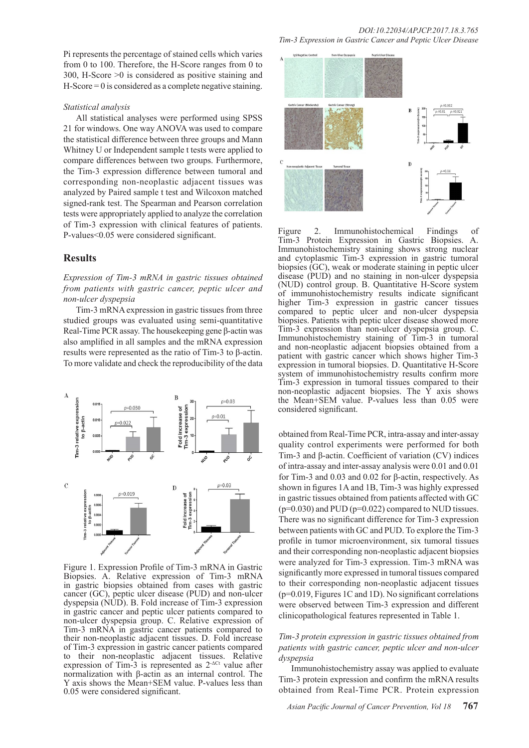Pi represents the percentage of stained cells which varies from 0 to 100. Therefore, the H-Score ranges from 0 to 300, H-Score >0 is considered as positive staining and H-Score = 0 is considered as a complete negative staining.

*Statistical analysis*

All statistical analyses were performed using SPSS 21 for windows. One way ANOVA was used to compare the statistical difference between three groups and Mann Whitney U or Independent sample t tests were applied to compare differences between two groups. Furthermore, the Tim-3 expression difference between tumoral and corresponding non-neoplastic adjacent tissues was analyzed by Paired sample t test and Wilcoxon matched signed-rank test. The Spearman and Pearson correlation tests were appropriately applied to analyze the correlation of Tim-3 expression with clinical features of patients. P-values<0.05 were considered significant.

## Results

*Expression of Tim-3 mRNA in gastric tissues obtained from patients with gastric cancer, peptic ulcer and non-ulcer dyspepsia*

Tim-3 mRNA expression in gastric tissues from three studied groups was evaluated using semi-quantitative Real-Time PCR assay. The housekeeping gene β-actin was also amplified in all samples and the mRNA expression results were represented as the ratio of Tim-3 to β-actin. To more validate and check the reproducibility of the data obtained from Real-Time PCR, intra-assay and inter-assay quality control experiments were performed for both Tim-3 and β-actin. Coefficient of variation (CV) indices of intra-assay and inter-assay analysis were 0.01 and 0.01 for Tim-3 and 0.03 and 0.02 for β-actin, respectively. As shown in figures 1A and 1B, Tim-3 was highly expressed in gastric tissues obtained from patients affected with GC (p=0.030) and PUD (p=0.022) compared to NUD tissues. There was no significant difference for Tim-3 expression between patients with GC and PUD. To explore the Tim-3 profile in tumor microenvironment, six tumoral tissues and their corresponding non-neoplastic adjacent biopsies were analyzed for Tim-3 expression. Tim-3 mRNA was significantly more expressed in tumoral tissues compared to their corresponding non-neoplastic adjacent tissues (p=0.019, Figures 1C and 1D). No significant correlations were observed between Tim-3 expression and different clinicopathological features represented in Table 1.

Figure 1. Expression Profile of Tim-3 mRNA in Gastric Biopsies. A. Relative expression of Tim-3 mRNA in gastric biopsies obtained from cases with gastric cancer (GC), peptic ulcer disease (PUD) and non-ulcer dyspepsia (NUD). B. Fold increase of Tim-3 expression in gastric cancer and peptic ulcer patients compared to non-ulcer dyspepsia group. C. Relative expression of Tim-3 mRNA in gastric cancer patients compared to their non-neoplastic adjacent tissues. D. Fold increase of Tim-3 expression in gastric cancer patients compared to their non-neoplastic adjacent tissues. Relative expression of Tim-3 is represented as $2^{-\Delta Ct}$ value after normalization with β-actin as an internal control. The Y axis shows the Mean+SEM value. P-values less than 0.05 were considered significant.

Figure 2. Immunohistochemical Findings of Tim-3 Protein Expression in Gastric Biopsies. A. Immunohistochemistry staining shows strong nuclear and cytoplasmic Tim-3 expression in gastric tumoral biopsies (GC), weak or moderate staining in peptic ulcer disease (PUD) and no staining in non-ulcer dyspepsia (NUD) control group. B. Quantitative H-Score system of immunohistochemistry results indicate significant higher Tim-3 expression in gastric cancer tissues compared to peptic ulcer and non-ulcer dyspepsia biopsies. Patients with peptic ulcer disease showed more Tim-3 expression than non-ulcer dyspepsia group. C. Immunohistochemistry staining of Tim-3 in tumoral and non-neoplastic adjacent biopsies obtained from a patient with gastric cancer which shows higher Tim-3 expression in tumoral biopsies. D. Quantitative H-Score system of immunohistochemistry results confirm more Tim-3 expression in tumoral tissues compared to their non-neoplastic adjacent biopsies. The Y axis shows the Mean+SEM value. P-values less than 0.05 were considered significant.

*Tim-3 protein expression in gastric tissues obtained from patients with gastric cancer, peptic ulcer and non-ulcer dyspepsia*

Immunohistochemistry assay was applied to evaluate Tim-3 protein expression and confirm the mRNA results obtained from Real-Time PCR. Protein expression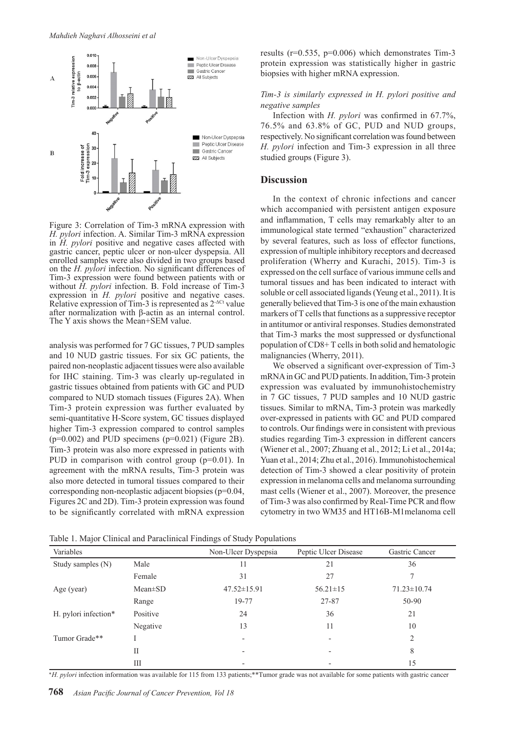Figure 3: Correlation of Tim-3 mRNA expression with *H. pylori* infection. A. Similar Tim-3 mRNA expression in *H. pylori* positive and negative cases affected with gastric cancer, peptic ulcer or non-ulcer dyspepsia. All enrolled samples were also divided in two groups based on the *H. pylori* infection. No significant differences of Tim-3 expression were found between patients with or without *H. pylori* infection. B. Fold increase of Tim-3 expression in *H. pylori* positive and negative cases. Relative expression of Tim-3 is represented as $2^{-\Delta Ct}$ value after normalization with β-actin as an internal control. The Y axis shows the Mean+SEM value.

analysis was performed for 7 GC tissues, 7 PUD samples and 10 NUD gastric tissues. For six GC patients, the paired non-neoplastic adjacent tissues were also available for IHC staining. Tim-3 was clearly up-regulated in gastric tissues obtained from patients with GC and PUD compared to NUD stomach tissues (Figures 2A). When Tim-3 protein expression was further evaluated by semi-quantitative H-Score system, GC tissues displayed higher Tim-3 expression compared to control samples ($p=0.002$) and PUD specimens ($p=0.021$) (Figure 2B). Tim-3 protein was also more expressed in patients with PUD in comparison with control group ($p=0.01$). In agreement with the mRNA results, Tim-3 protein was also more detected in tumoral tissues compared to their corresponding non-neoplastic adjacent biopsies ($p=0.04$, Figures 2C and 2D). Tim-3 protein expression was found to be significantly correlated with mRNA expression results ($r=0.535$, $p=0.006$) which demonstrates Tim-3 protein expression was statistically higher in gastric biopsies with higher mRNA expression.

*Tim-3 is similarly expressed in H. pylori positive and negative samples*

Infection with *H. pylori* was confirmed in 67.7%, 76.5% and 63.8% of GC, PUD and NUD groups, respectively. No significant correlation was found between *H. pylori* infection and Tim-3 expression in all three studied groups (Figure 3).

## Discussion

In the context of chronic infections and cancer which accompanied with persistent antigen exposure and inflammation, T cells may remarkably alter to an immunological state termed "exhaustion" characterized by several features, such as loss of effector functions, expression of multiple inhibitory receptors and decreased proliferation (Wherry and Kurachi, 2015). Tim-3 is expressed on the cell surface of various immune cells and tumoral tissues and has been indicated to interact with soluble or cell associated ligands (Yeung et al., 2011). It is generally believed that Tim-3 is one of the main exhaustion markers of T cells that functions as a suppressive receptor in antitumor or antiviral responses. Studies demonstrated that Tim-3 marks the most suppressed or dysfunctional population of CD8+ T cells in both solid and hematologic malignancies (Wherry, 2011).

We observed a significant over-expression of Tim-3 mRNA in GC and PUD patients. In addition, Tim-3 protein expression was evaluated by immunohistochemistry in 7 GC tissues, 7 PUD samples and 10 NUD gastric tissues. Similar to mRNA, Tim-3 protein was markedly over-expressed in patients with GC and PUD compared to controls. Our findings were in consistent with previous studies regarding Tim-3 expression in different cancers (Wiener et al., 2007; Zhuang et al., 2012; Li et al., 2014a; Yuan et al., 2014; Zhu et al., 2016). Immunohistochemical detection of Tim-3 showed a clear positivity of protein expression in melanoma cells and melanoma surrounding mast cells (Wiener et al., 2007). Moreover, the presence of Tim-3 was also confirmed by Real-Time PCR and flow cytometry in two WM35 and HT16B-M1melanoma cell

Table 1. Major Clinical and Paraclinical Findings of Study Populations

| Variables | | Non-Ulcer Dyspepsia | Peptic Ulcer Disease | Gastric Cancer |
|---|---|---|---|---|
| Study samples (N) | Male | 11 | 21 | 36 |
| | Female | 31 | 27 | 7 |
| Age (year) | Mean±SD | 47.52±15.91 | 56.21±15 | 71.23±10.74 |
| | Range | 19-77 | 27-87 | 50-90 |
| H. pylori infection* | Positive | 24 | 36 | 21 |
| | Negative | 13 | 11 | 10 |
| Tumor Grade** | I | - | - | 2 |
| | II | - | - | 8 |
| | III | - | - | 15 |

**H. pylori* infection information was available for 115 from 133 patients;**Tumor grade was not available for some patients with gastric cancer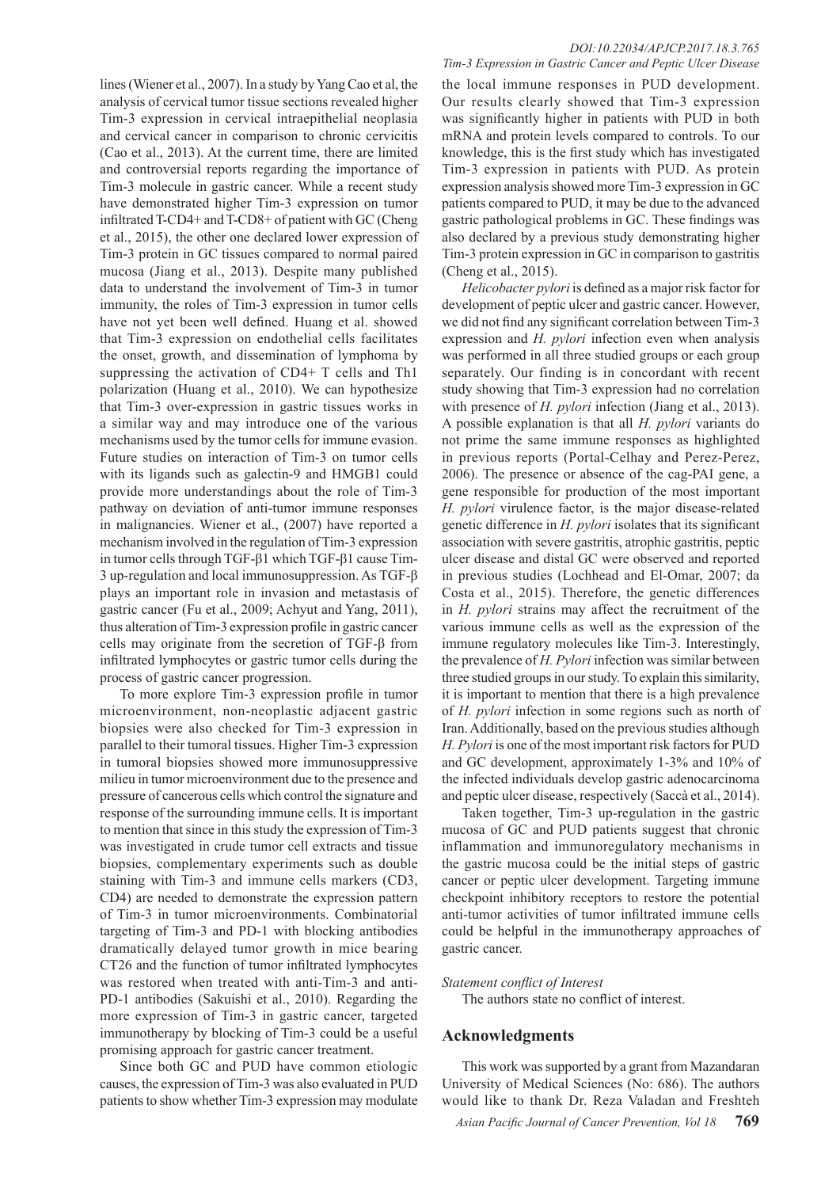lines (Wiener et al., 2007). In a study by Yang Cao et al, the analysis of cervical tumor tissue sections revealed higher Tim-3 expression in cervical intraepithelial neoplasia and cervical cancer in comparison to chronic cervicitis (Cao et al., 2013). At the current time, there are limited and controversial reports regarding the importance of Tim-3 molecule in gastric cancer. While a recent study have demonstrated higher Tim-3 expression on tumor infiltrated T-CD4+ and T-CD8+ of patient with GC (Cheng et al., 2015), the other one declared lower expression of Tim-3 protein in GC tissues compared to normal paired mucosa (Jiang et al., 2013). Despite many published data to understand the involvement of Tim-3 in tumor immunity, the roles of Tim-3 expression in tumor cells have not yet been well defined. Huang et al. showed that Tim-3 expression on endothelial cells facilitates the onset, growth, and dissemination of lymphoma by suppressing the activation of CD4+ T cells and Th1 polarization (Huang et al., 2010). We can hypothesize that Tim-3 over-expression in gastric tissues works in a similar way and may introduce one of the various mechanisms used by the tumor cells for immune evasion. Future studies on interaction of Tim-3 on tumor cells with its ligands such as galectin-9 and HMGB1 could provide more understandings about the role of Tim-3 pathway on deviation of anti-tumor immune responses in malignancies. Wiener et al., (2007) have reported a mechanism involved in the regulation of Tim-3 expression in tumor cells through TGF-β1 which TGF-β1 cause Tim-3 up-regulation and local immunosuppression. As TGF-β plays an important role in invasion and metastasis of gastric cancer (Fu et al., 2009; Achyut and Yang, 2011), thus alteration of Tim-3 expression profile in gastric cancer cells may originate from the secretion of TGF-β from infiltrated lymphocytes or gastric tumor cells during the process of gastric cancer progression.

To more explore Tim-3 expression profile in tumor microenvironment, non-neoplastic adjacent gastric biopsies were also checked for Tim-3 expression in parallel to their tumoral tissues. Higher Tim-3 expression in tumoral biopsies showed more immunosuppressive milieu in tumor microenvironment due to the presence and pressure of cancerous cells which control the signature and response of the surrounding immune cells. It is important to mention that since in this study the expression of Tim-3 was investigated in crude tumor cell extracts and tissue biopsies, complementary experiments such as double staining with Tim-3 and immune cells markers (CD3, CD4) are needed to demonstrate the expression pattern of Tim-3 in tumor microenvironments. Combinatorial targeting of Tim-3 and PD-1 with blocking antibodies dramatically delayed tumor growth in mice bearing CT26 and the function of tumor infiltrated lymphocytes was restored when treated with anti-Tim-3 and anti-PD-1 antibodies (Sakuishi et al., 2010). Regarding the more expression of Tim-3 in gastric cancer, targeted immunotherapy by blocking of Tim-3 could be a useful promising approach for gastric cancer treatment.

Since both GC and PUD have common etiologic causes, the expression of Tim-3 was also evaluated in PUD patients to show whether Tim-3 expression may modulate the local immune responses in PUD development. Our results clearly showed that Tim-3 expression was significantly higher in patients with PUD in both mRNA and protein levels compared to controls. To our knowledge, this is the first study which has investigated Tim-3 expression in patients with PUD. As protein expression analysis showed more Tim-3 expression in GC patients compared to PUD, it may be due to the advanced gastric pathological problems in GC. These findings was also declared by a previous study demonstrating higher Tim-3 protein expression in GC in comparison to gastritis (Cheng et al., 2015).

*Helicobacter pylori* is defined as a major risk factor for development of peptic ulcer and gastric cancer. However, we did not find any significant correlation between Tim-3 expression and *H. pylori* infection even when analysis was performed in all three studied groups or each group separately. Our finding is in concordant with recent study showing that Tim-3 expression had no correlation with presence of *H. pylori* infection (Jiang et al., 2013). A possible explanation is that all *H. pylori* variants do not prime the same immune responses as highlighted in previous reports (Portal-Celhay and Perez-Perez, 2006). The presence or absence of the cag-PAI gene, a gene responsible for production of the most important *H. pylori* virulence factor, is the major disease-related genetic difference in *H. pylori* isolates that its significant association with severe gastritis, atrophic gastritis, peptic ulcer disease and distal GC were observed and reported in previous studies (Lochhead and El-Omar, 2007; da Costa et al., 2015). Therefore, the genetic differences in *H. pylori* strains may affect the recruitment of the various immune cells as well as the expression of the immune regulatory molecules like Tim-3. Interestingly, the prevalence of *H. Pylori* infection was similar between three studied groups in our study. To explain this similarity, it is important to mention that there is a high prevalence of *H. pylori* infection in some regions such as north of Iran. Additionally, based on the previous studies although *H. Pylori* is one of the most important risk factors for PUD and GC development, approximately 1-3% and 10% of the infected individuals develop gastric adenocarcinoma and peptic ulcer disease, respectively (Saccà et al., 2014).

Taken together, Tim-3 up-regulation in the gastric mucosa of GC and PUD patients suggest that chronic inflammation and immunoregulatory mechanisms in the gastric mucosa could be the initial steps of gastric cancer or peptic ulcer development. Targeting immune checkpoint inhibitory receptors to restore the potential anti-tumor activities of tumor infiltrated immune cells could be helpful in the immunotherapy approaches of gastric cancer.

*Statement conflict of Interest*

The authors state no conflict of interest.

## Acknowledgments

This work was supported by a grant from Mazandaran University of Medical Sciences (No: 686). The authors would like to thank Dr. Reza Valadan and Freshteh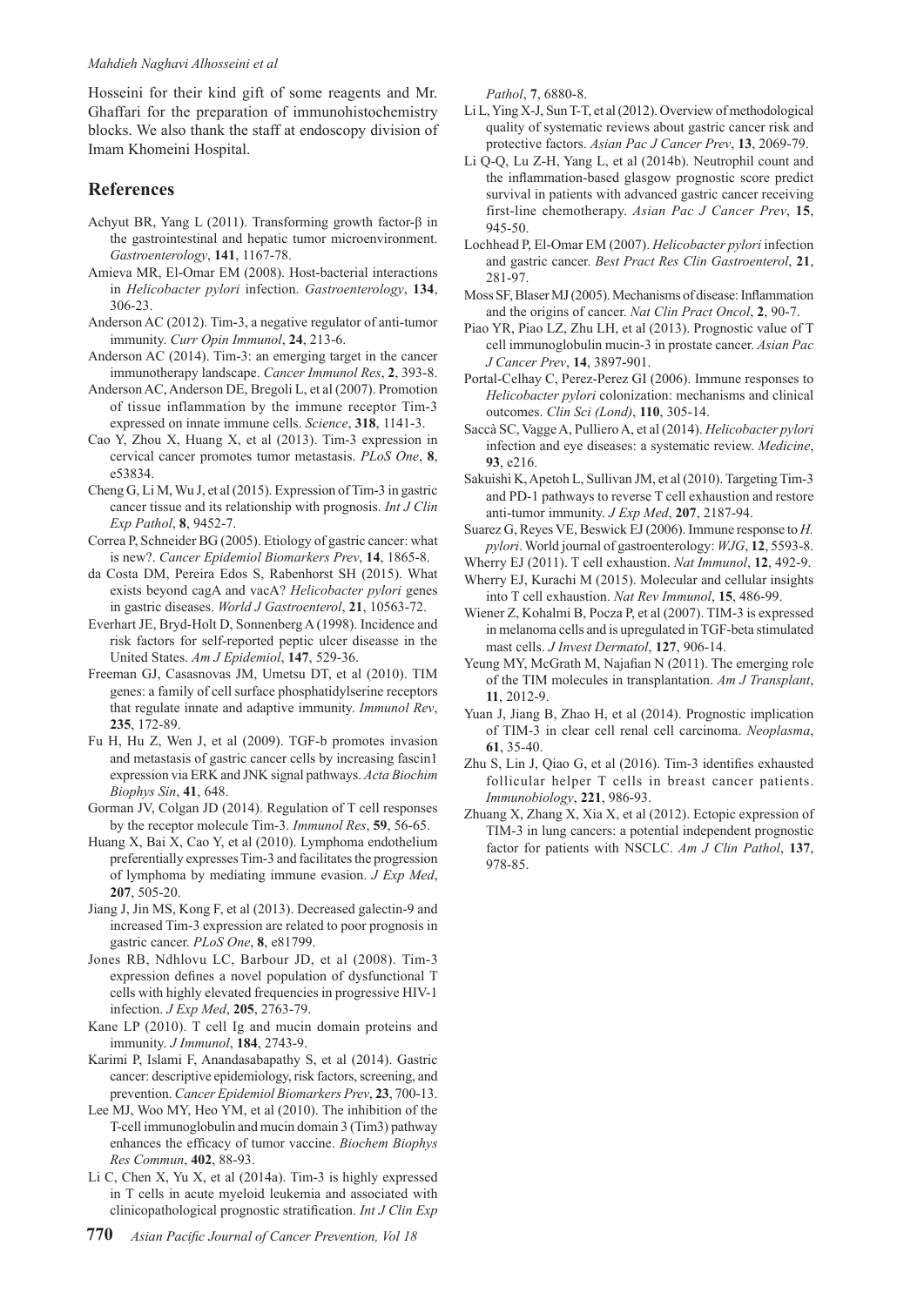Hosseini for their kind gift of some reagents and Mr. Ghaffari for the preparation of immunohistochemistry blocks. We also thank the staff at endoscopy division of Imam Khomeini Hospital.

## References

Achyut BR, Yang L (2011). Transforming growth factor-β in the gastrointestinal and hepatic tumor microenvironment. *Gastroenterology*, **141**, 1167-78.

Amieva MR, El-Omar EM (2008). Host-bacterial interactions in *Helicobacter pylori* infection. *Gastroenterology*, **134**, 306-23.

Anderson AC (2012). Tim-3, a negative regulator of anti-tumor immunity. *Curr Opin Immunol*, **24**, 213-6.

Anderson AC (2014). Tim-3: an emerging target in the cancer immunotherapy landscape. *Cancer Immunol Res*, **2**, 393-8.

Anderson AC, Anderson DE, Bregoli L, et al (2007). Promotion of tissue inflammation by the immune receptor Tim-3 expressed on innate immune cells. *Science*, **318**, 1141-3.

Cao Y, Zhou X, Huang X, et al (2013). Tim-3 expression in cervical cancer promotes tumor metastasis. *PLoS One*, **8**, e53834.

Cheng G, Li M, Wu J, et al (2015). Expression of Tim-3 in gastric cancer tissue and its relationship with prognosis. *Int J Clin Exp Pathol*, **8**, 9452-7.

Correa P, Schneider BG (2005). Etiology of gastric cancer: what is new?. *Cancer Epidemiol Biomarkers Prev*, **14**, 1865-8.

da Costa DM, Pereira Edos S, Rabenhorst SH (2015). What exists beyond cagA and vacA? *Helicobacter pylori* genes in gastric diseases. *World J Gastroenterol*, **21**, 10563-72.

Everhart JE, Byrd-Holt D, Sonnenberg A (1998). Incidence and risk factors for self-reported peptic ulcer disease in the United States. *Am J Epidemiol*, **147**, 529-36.

Freeman GJ, Casasnovas JM, Umetsu DT, et al (2010). TIM genes: a family of cell surface phosphatidylserine receptors that regulate innate and adaptive immunity. *Immunol Rev*, **235**, 172-89.

Fu H, Hu Z, Wen J, et al (2009). TGF-b promotes invasion and metastasis of gastric cancer cells by increasing fascin1 expression via ERK and JNK signal pathways. *Acta Biochim Biophys Sin*, **41**, 648.

Gorman JV, Colgan JD (2014). Regulation of T cell responses by the receptor molecule Tim-3. *Immunol Res*, **59**, 56-65.

Huang X, Bai X, Cao Y, et al (2010). Lymphoma endothelium preferentially expresses Tim-3 and facilitates the progression of lymphoma by mediating immune evasion. *J Exp Med*, **207**, 505-20.

Jiang J, Jin MS, Kong F, et al (2013). Decreased galectin-9 and increased Tim-3 expression are related to poor prognosis in gastric cancer. *PLoS One*, **8**, e81799.

Jones RB, Ndhlovu LC, Barbour JD, et al (2008). Tim-3 expression defines a novel population of dysfunctional T cells with highly elevated frequencies in progressive HIV-1 infection. *J Exp Med*, **205**, 2763-79.

Kane LP (2010). T cell Ig and mucin domain proteins and immunity. *J Immunol*, **184**, 2743-9.

Karimi P, Islami F, Anandasabapathy S, et al (2014). Gastric cancer: descriptive epidemiology, risk factors, screening, and prevention. *Cancer Epidemiol Biomarkers Prev*, **23**, 700-13.

Lee MJ, Woo MY, Heo YM, et al (2010). The inhibition of the T-cell immunoglobulin and mucin domain 3 (Tim3) pathway enhances the efficacy of tumor vaccine. *Biochem Biophys Res Commun*, **402**, 88-93.

Li C, Chen X, Yu X, et al (2014a). Tim-3 is highly expressed in T cells in acute myeloid leukemia and associated with clinicopathological prognostic stratification. *Int J Clin Exp Pathol*, **7**, 6880-8.

Li L, Ying X-J, Sun T-T, et al (2012). Overview of methodological quality of systematic reviews about gastric cancer risk and protective factors. *Asian Pac J Cancer Prev*, **13**, 2069-79.

Li Q-Q, Lu Z-H, Yang L, et al (2014b). Neutrophil count and the inflammation-based glasgow prognostic score predict survival in patients with advanced gastric cancer receiving first-line chemotherapy. *Asian Pac J Cancer Prev*, **15**, 945-50.

Lochhead P, El-Omar EM (2007). *Helicobacter pylori* infection and gastric cancer. *Best Pract Res Clin Gastroenterol*, **21**, 281-97.

Moss SF, Blaser MJ (2005). Mechanisms of disease: Inflammation and the origins of cancer. *Nat Clin Pract Oncol*, **2**, 90-7.

Piao YR, Piao LZ, Zhu LH, et al (2013). Prognostic value of T cell immunoglobulin mucin-3 in prostate cancer. *Asian Pac J Cancer Prev*, **14**, 3897-901.

Portal-Celhay C, Perez-Perez GI (2006). Immune responses to *Helicobacter pylori* colonization: mechanisms and clinical outcomes. *Clin Sci (Lond)*, **110**, 305-14.

Saccà SC, Vagge A, Pulliero A, et al (2014). *Helicobacter pylori* infection and eye diseases: a systematic review. *Medicine*, **93**, e216.

Sakuishi K, Apetoh L, Sullivan JM, et al (2010). Targeting Tim-3 and PD-1 pathways to reverse T cell exhaustion and restore anti-tumor immunity. *J Exp Med*, **207**, 2187-94.

Suarez G, Reyes VE, Beswick EJ (2006). Immune response to *H. pylori*. World journal of gastroenterology: *WJG*, **12**, 5593-8.

Wherry EJ (2011). T cell exhaustion. *Nat Immunol*, **12**, 492-9.

Wherry EJ, Kurachi M (2015). Molecular and cellular insights into T cell exhaustion. *Nat Rev Immunol*, **15**, 486-99.

Wiener Z, Kohalmi B, Pocza P, et al (2007). TIM-3 is expressed in melanoma cells and is upregulated in TGF-beta stimulated mast cells. *J Invest Dermatol*, **127**, 906-14.

Yeung MY, McGrath M, Najafian N (2011). The emerging role of the TIM molecules in transplantation. *Am J Transplant*, **11**, 2012-9.

Yuan J, Jiang B, Zhao H, et al (2014). Prognostic implication of TIM-3 in clear cell renal cell carcinoma. *Neoplasma*, **61**, 35-40.

Zhu S, Lin J, Qiao G, et al (2016). Tim-3 identifies exhausted follicular helper T cells in breast cancer patients. *Immunobiology*, **221**, 986-93.

Zhuang X, Zhang X, Xia X, et al (2012). Ectopic expression of TIM-3 in lung cancers: a potential independent prognostic factor for patients with NSCLC. *Am J Clin Pathol*, **137**, 978-85.